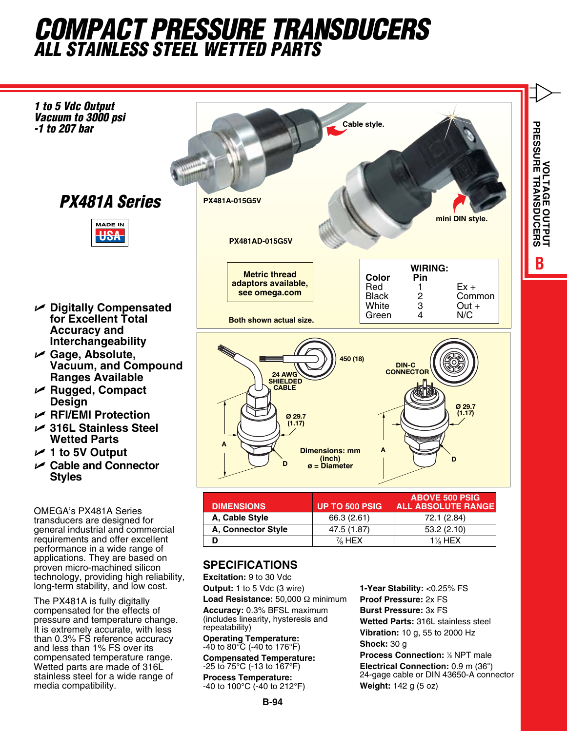# COMPACT PRESSURE TRANSDUCERS
## ALL STAINLESS STEEL WETTED PARTS

***1 to 5 Vdc Output***
***Vacuum to 3000 psi***
***-1 to 207 bar***

## *PX481A Series*

MADE IN USA

Cable style.

PX481A-015G5V

mini DIN style.

PX481AD-015G5V

Metric thread adaptors available, see omega.com

Both shown actual size.

**WIRING:**

| Color | Pin | |
|---|---|---|
| Red | 1 | Ex + |
| Black | 2 | Common |
| White | 3 | Out + |
| Green | 4 | N/C |

- **Digitally Compensated for Excellent Total Accuracy and Interchangeability**
- **Gage, Absolute, Vacuum, and Compound Ranges Available**
- **Rugged, Compact Design**
- **RFI/EMI Protection**
- **316L Stainless Steel Wetted Parts**
- **1 to 5V Output**
- **Cable and Connector Styles**

450 (18)

24 AWG SHIELDED CABLE

Ø 29.7 (1.17)

DIN-C CONNECTOR

Ø 29.7 (1.17)

A

D

Dimensions: mm (inch) ø = Diameter

OMEGA's PX481A Series transducers are designed for general industrial and commercial requirements and offer excellent performance in a wide range of applications. They are based on proven micro-machined silicon technology, providing high reliability, long-term stability, and low cost.

The PX481A is fully digitally compensated for the effects of pressure and temperature change. It is extremely accurate, with less than 0.3% FS reference accuracy and less than 1% FS over its compensated temperature range. Wetted parts are made of 316L stainless steel for a wide range of media compatibility.

| DIMENSIONS | UP TO 500 PSIG | ABOVE 500 PSIG ALL ABSOLUTE RANGE |
|---|---|---|
| A, Cable Style | 66.3 (2.61) | 72.1 (2.84) |
| A, Connector Style | 47.5 (1.87) | 53.2 (2.10) |
| D | ⅞ HEX | 1⅛ HEX |

## SPECIFICATIONS

**Excitation:** 9 to 30 Vdc
**Output:** 1 to 5 Vdc (3 wire)
**Load Resistance:** 50,000 Ω minimum
**Accuracy:** 0.3% BFSL maximum (includes linearity, hysteresis and repeatability)
**Operating Temperature:** -40 to 80°C (-40 to 176°F)
**Compensated Temperature:** -25 to 75°C (-13 to 167°F)
**Process Temperature:** -40 to 100°C (-40 to 212°F)
**1-Year Stability:** <0.25% FS
**Proof Pressure:** 2x FS
**Burst Pressure:** 3x FS
**Wetted Parts:** 316L stainless steel
**Vibration:** 10 g, 55 to 2000 Hz
**Shock:** 30 g
**Process Connection:** ⅛ NPT male
**Electrical Connection:** 0.9 m (36") 24-gage cable or DIN 43650-A connector
**Weight:** 142 g (5 oz)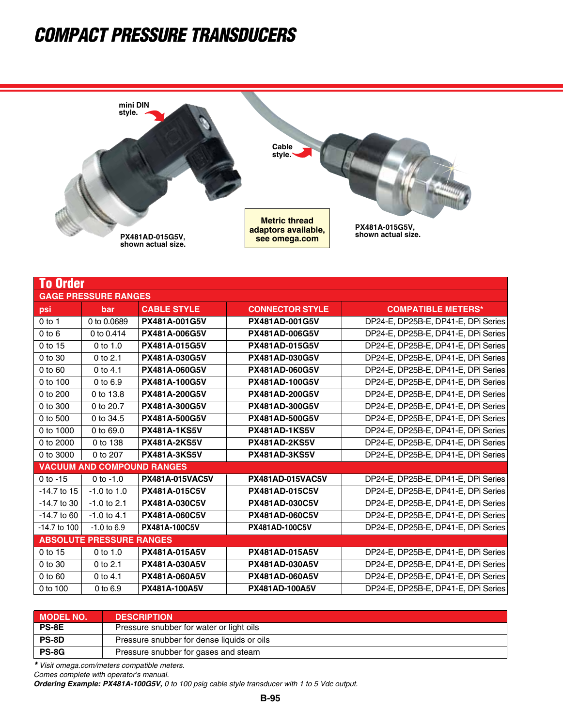# COMPACT PRESSURE TRANSDUCERS

mini DIN style.

Cable style.

Metric thread adaptors available, see omega.com

PX481AD-015G5V, shown actual size.

PX481A-015G5V, shown actual size.

## To Order

| psi | bar | CABLE STYLE | CONNECTOR STYLE | COMPATIBLE METERS* |
|---|---|---|---|---|
| **GAGE PRESSURE RANGES** | | | | |
| 0 to 1 | 0 to 0.0689 | **PX481A-001G5V** | **PX481AD-001G5V** | DP24-E, DP25B-E, DP41-E, DPi Series |
| 0 to 6 | 0 to 0.414 | **PX481A-006G5V** | **PX481AD-006G5V** | DP24-E, DP25B-E, DP41-E, DPi Series |
| 0 to 15 | 0 to 1.0 | **PX481A-015G5V** | **PX481AD-015G5V** | DP24-E, DP25B-E, DP41-E, DPi Series |
| 0 to 30 | 0 to 2.1 | **PX481A-030G5V** | **PX481AD-030G5V** | DP24-E, DP25B-E, DP41-E, DPi Series |
| 0 to 60 | 0 to 4.1 | **PX481A-060G5V** | **PX481AD-060G5V** | DP24-E, DP25B-E, DP41-E, DPi Series |
| 0 to 100 | 0 to 6.9 | **PX481A-100G5V** | **PX481AD-100G5V** | DP24-E, DP25B-E, DP41-E, DPi Series |
| 0 to 200 | 0 to 13.8 | **PX481A-200G5V** | **PX481AD-200G5V** | DP24-E, DP25B-E, DP41-E, DPi Series |
| 0 to 300 | 0 to 20.7 | **PX481A-300G5V** | **PX481AD-300G5V** | DP24-E, DP25B-E, DP41-E, DPi Series |
| 0 to 500 | 0 to 34.5 | **PX481A-500G5V** | **PX481AD-500G5V** | DP24-E, DP25B-E, DP41-E, DPi Series |
| 0 to 1000 | 0 to 69.0 | **PX481A-1KS5V** | **PX481AD-1KS5V** | DP24-E, DP25B-E, DP41-E, DPi Series |
| 0 to 2000 | 0 to 138 | **PX481A-2KS5V** | **PX481AD-2KS5V** | DP24-E, DP25B-E, DP41-E, DPi Series |
| 0 to 3000 | 0 to 207 | **PX481A-3KS5V** | **PX481AD-3KS5V** | DP24-E, DP25B-E, DP41-E, DPi Series |
| **VACUUM AND COMPOUND RANGES** | | | | |
| 0 to -15 | 0 to -1.0 | **PX481A-015VAC5V** | **PX481AD-015VAC5V** | DP24-E, DP25B-E, DP41-E, DPi Series |
| -14.7 to 15 | -1.0 to 1.0 | **PX481A-015C5V** | **PX481AD-015C5V** | DP24-E, DP25B-E, DP41-E, DPi Series |
| -14.7 to 30 | -1.0 to 2.1 | **PX481A-030C5V** | **PX481AD-030C5V** | DP24-E, DP25B-E, DP41-E, DPi Series |
| -14.7 to 60 | -1.0 to 4.1 | **PX481A-060C5V** | **PX481AD-060C5V** | DP24-E, DP25B-E, DP41-E, DPi Series |
| -14.7 to 100 | -1.0 to 6.9 | **PX481A-100C5V** | **PX481AD-100C5V** | DP24-E, DP25B-E, DP41-E, DPi Series |
| **ABSOLUTE PRESSURE RANGES** | | | | |
| 0 to 15 | 0 to 1.0 | **PX481A-015A5V** | **PX481AD-015A5V** | DP24-E, DP25B-E, DP41-E, DPi Series |
| 0 to 30 | 0 to 2.1 | **PX481A-030A5V** | **PX481AD-030A5V** | DP24-E, DP25B-E, DP41-E, DPi Series |
| 0 to 60 | 0 to 4.1 | **PX481A-060A5V** | **PX481AD-060A5V** | DP24-E, DP25B-E, DP41-E, DPi Series |
| 0 to 100 | 0 to 6.9 | **PX481A-100A5V** | **PX481AD-100A5V** | DP24-E, DP25B-E, DP41-E, DPi Series |

| MODEL NO. | DESCRIPTION |
|---|---|
| **PS-8E** | Pressure snubber for water or light oils |
| **PS-8D** | Pressure snubber for dense liquids or oils |
| **PS-8G** | Pressure snubber for gases and steam |

*\* Visit omega.com/meters compatible meters.*

*Comes complete with operator's manual.*

***Ordering Example: PX481A-100G5V,** 0 to 100 psig cable style transducer with 1 to 5 Vdc output.*